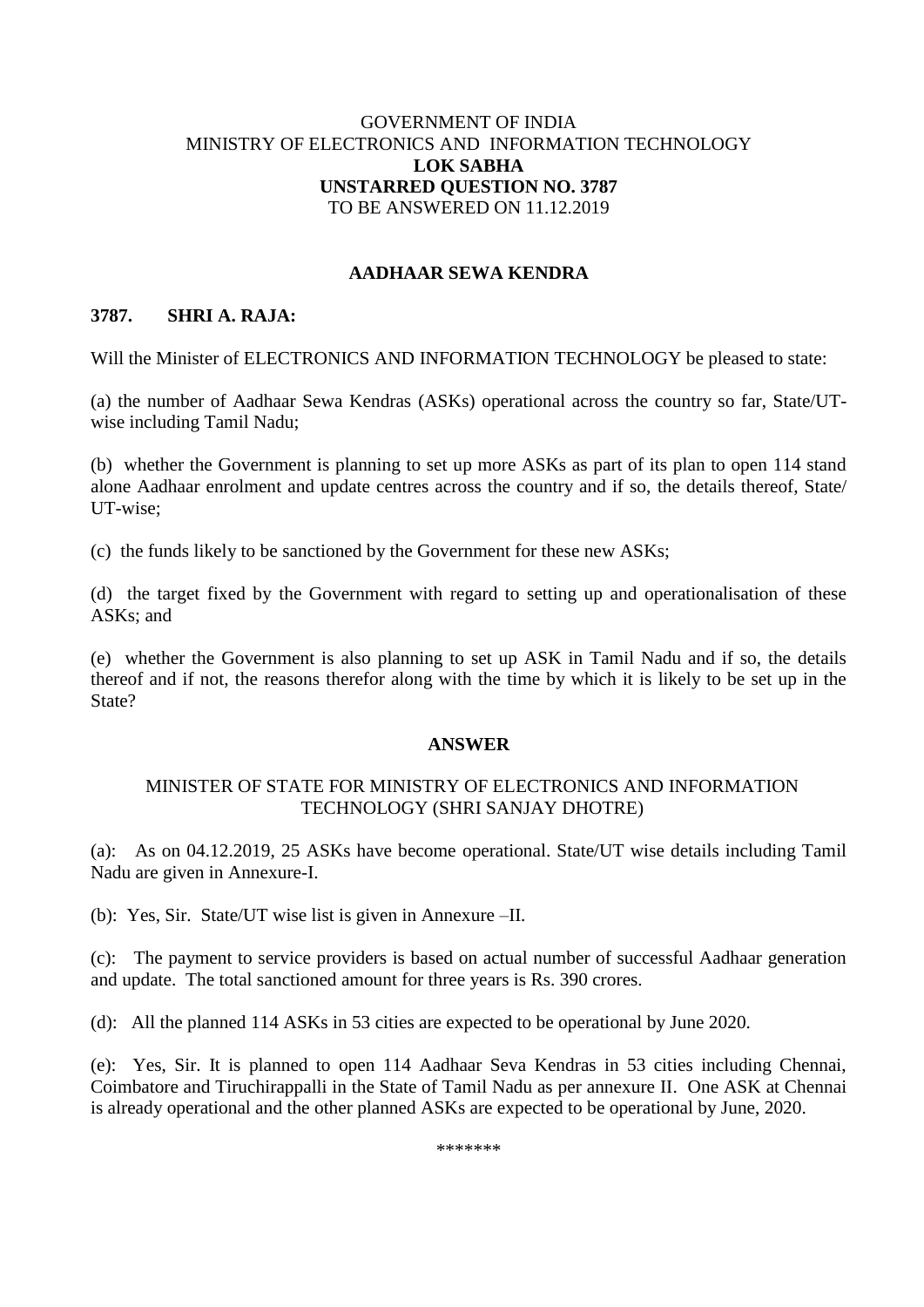GOVERNMENT OF INDIA
MINISTRY OF ELECTRONICS AND INFORMATION TECHNOLOGY
**LOK SABHA**
**UNSTARRED QUESTION NO. 3787**
TO BE ANSWERED ON 11.12.2019

## AADHAAR SEWA KENDRA

**3787. SHRI A. RAJA:**

Will the Minister of ELECTRONICS AND INFORMATION TECHNOLOGY be pleased to state:

(a) the number of Aadhaar Sewa Kendras (ASKs) operational across the country so far, State/UT-wise including Tamil Nadu;

(b) whether the Government is planning to set up more ASKs as part of its plan to open 114 stand alone Aadhaar enrolment and update centres across the country and if so, the details thereof, State/ UT-wise;

(c) the funds likely to be sanctioned by the Government for these new ASKs;

(d) the target fixed by the Government with regard to setting up and operationalisation of these ASKs; and

(e) whether the Government is also planning to set up ASK in Tamil Nadu and if so, the details thereof and if not, the reasons therefor along with the time by which it is likely to be set up in the State?

## ANSWER

MINISTER OF STATE FOR MINISTRY OF ELECTRONICS AND INFORMATION TECHNOLOGY (SHRI SANJAY DHOTRE)

(a): As on 04.12.2019, 25 ASKs have become operational. State/UT wise details including Tamil Nadu are given in Annexure-I.

(b): Yes, Sir. State/UT wise list is given in Annexure –II.

(c): The payment to service providers is based on actual number of successful Aadhaar generation and update. The total sanctioned amount for three years is Rs. 390 crores.

(d): All the planned 114 ASKs in 53 cities are expected to be operational by June 2020.

(e): Yes, Sir. It is planned to open 114 Aadhaar Seva Kendras in 53 cities including Chennai, Coimbatore and Tiruchirappalli in the State of Tamil Nadu as per annexure II. One ASK at Chennai is already operational and the other planned ASKs are expected to be operational by June, 2020.

*******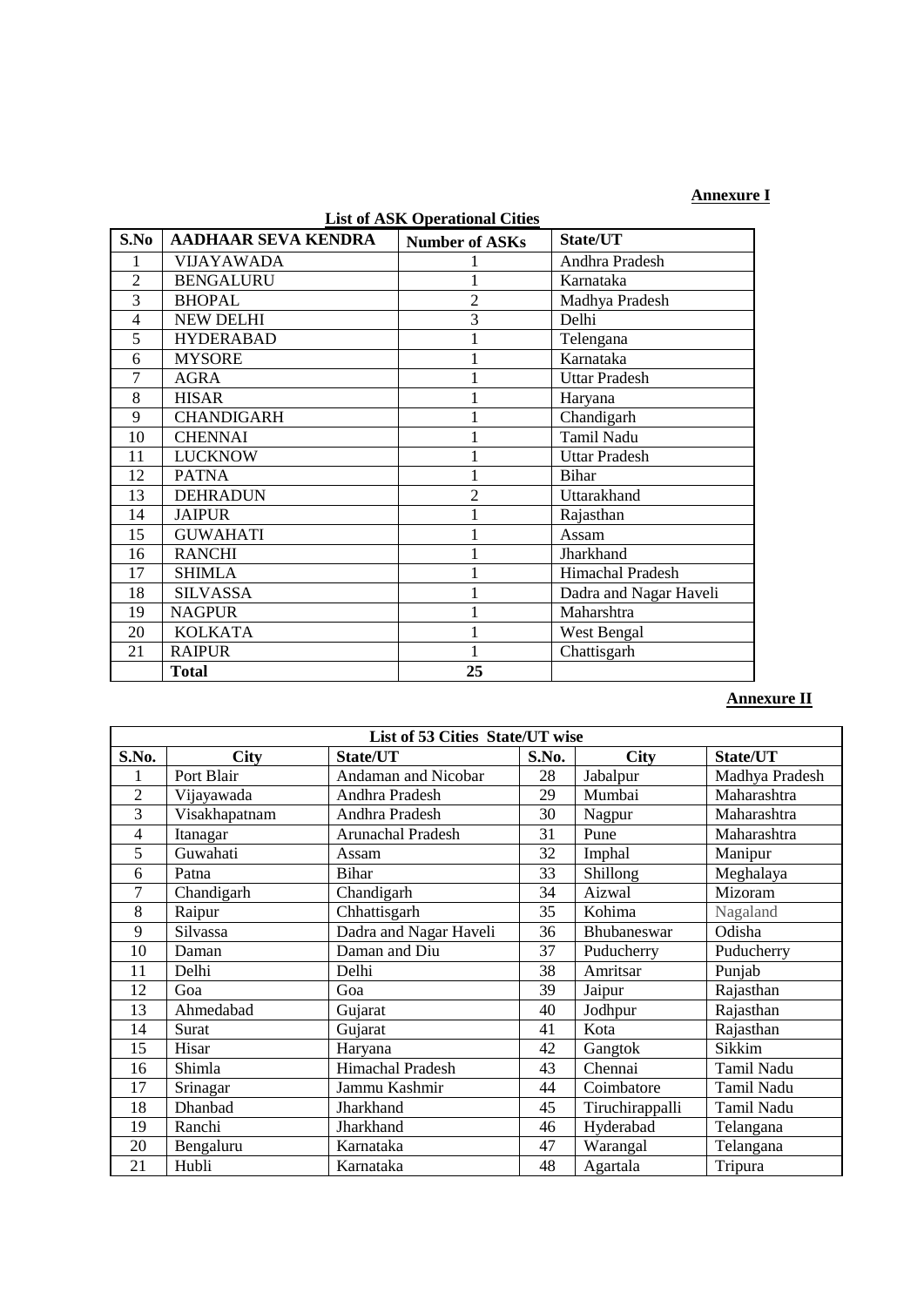**Annexure I**

**List of ASK Operational Cities**

| S.No | AADHAAR SEVA KENDRA | Number of ASKs | State/UT |
|---|---|---|---|
| 1 | VIJAYAWADA | 1 | Andhra Pradesh |
| 2 | BENGALURU | 1 | Karnataka |
| 3 | BHOPAL | 2 | Madhya Pradesh |
| 4 | NEW DELHI | 3 | Delhi |
| 5 | HYDERABAD | 1 | Telengana |
| 6 | MYSORE | 1 | Karnataka |
| 7 | AGRA | 1 | Uttar Pradesh |
| 8 | HISAR | 1 | Haryana |
| 9 | CHANDIGARH | 1 | Chandigarh |
| 10 | CHENNAI | 1 | Tamil Nadu |
| 11 | LUCKNOW | 1 | Uttar Pradesh |
| 12 | PATNA | 1 | Bihar |
| 13 | DEHRADUN | 2 | Uttarakhand |
| 14 | JAIPUR | 1 | Rajasthan |
| 15 | GUWAHATI | 1 | Assam |
| 16 | RANCHI | 1 | Jharkhand |
| 17 | SHIMLA | 1 | Himachal Pradesh |
| 18 | SILVASSA | 1 | Dadra and Nagar Haveli |
| 19 | NAGPUR | 1 | Maharshtra |
| 20 | KOLKATA | 1 | West Bengal |
| 21 | RAIPUR | 1 | Chattisgarh |
| | **Total** | **25** | |

**Annexure II**

| List of 53 Cities State/UT wise | | | | | |
|---|---|---|---|---|---|
| **S.No.** | **City** | **State/UT** | **S.No.** | **City** | **State/UT** |
| 1 | Port Blair | Andaman and Nicobar | 28 | Jabalpur | Madhya Pradesh |
| 2 | Vijayawada | Andhra Pradesh | 29 | Mumbai | Maharashtra |
| 3 | Visakhapatnam | Andhra Pradesh | 30 | Nagpur | Maharashtra |
| 4 | Itanagar | Arunachal Pradesh | 31 | Pune | Maharashtra |
| 5 | Guwahati | Assam | 32 | Imphal | Manipur |
| 6 | Patna | Bihar | 33 | Shillong | Meghalaya |
| 7 | Chandigarh | Chandigarh | 34 | Aizwal | Mizoram |
| 8 | Raipur | Chhattisgarh | 35 | Kohima | Nagaland |
| 9 | Silvassa | Dadra and Nagar Haveli | 36 | Bhubaneswar | Odisha |
| 10 | Daman | Daman and Diu | 37 | Puducherry | Puducherry |
| 11 | Delhi | Delhi | 38 | Amritsar | Punjab |
| 12 | Goa | Goa | 39 | Jaipur | Rajasthan |
| 13 | Ahmedabad | Gujarat | 40 | Jodhpur | Rajasthan |
| 14 | Surat | Gujarat | 41 | Kota | Rajasthan |
| 15 | Hisar | Haryana | 42 | Gangtok | Sikkim |
| 16 | Shimla | Himachal Pradesh | 43 | Chennai | Tamil Nadu |
| 17 | Srinagar | Jammu Kashmir | 44 | Coimbatore | Tamil Nadu |
| 18 | Dhanbad | Jharkhand | 45 | Tiruchirappalli | Tamil Nadu |
| 19 | Ranchi | Jharkhand | 46 | Hyderabad | Telangana |
| 20 | Bengaluru | Karnataka | 47 | Warangal | Telangana |
| 21 | Hubli | Karnataka | 48 | Agartala | Tripura |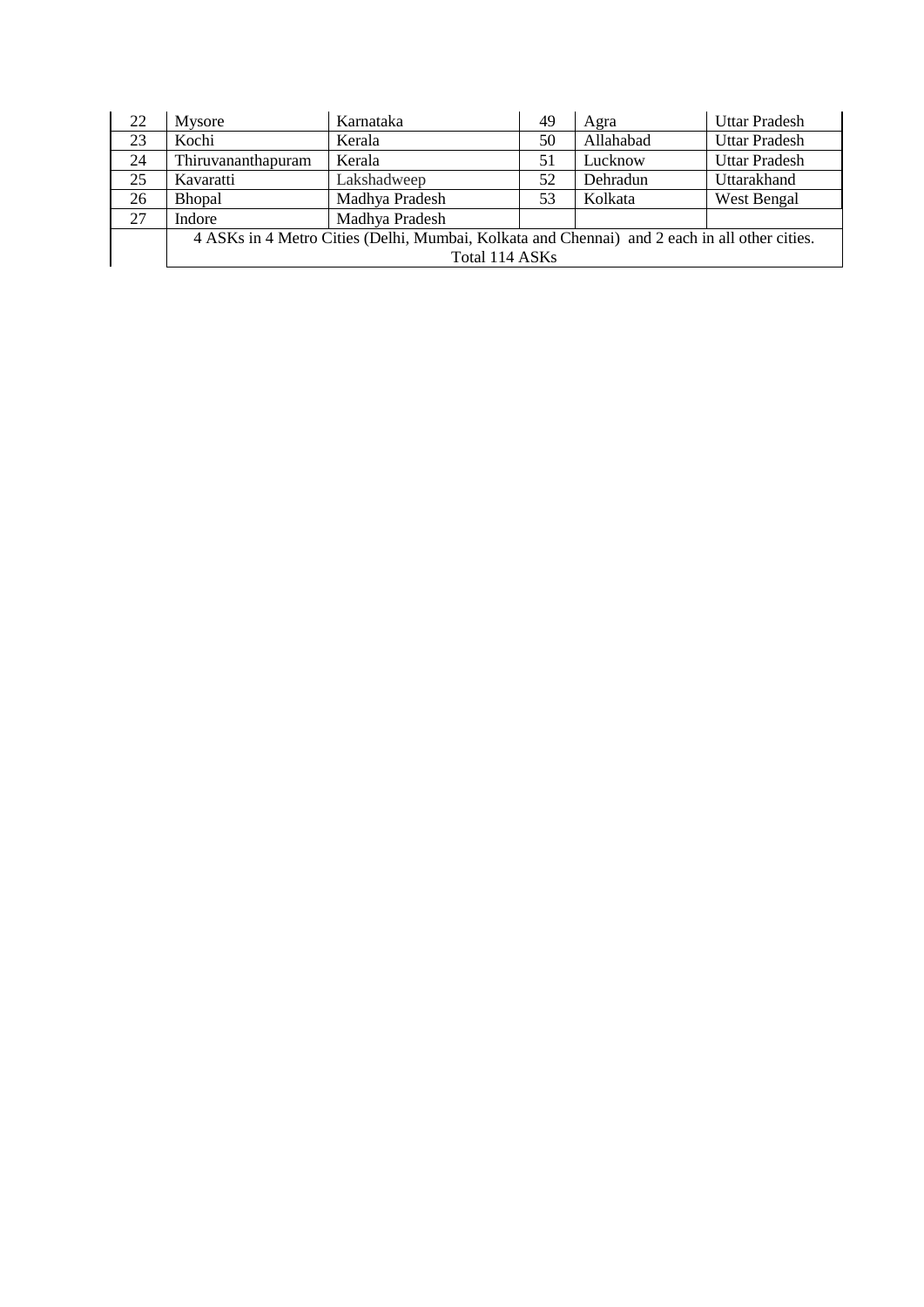| | | | | | |
|---|---|---|---|---|---|
| 22 | Mysore | Karnataka | 49 | Agra | Uttar Pradesh |
| 23 | Kochi | Kerala | 50 | Allahabad | Uttar Pradesh |
| 24 | Thiruvananthapuram | Kerala | 51 | Lucknow | Uttar Pradesh |
| 25 | Kavaratti | Lakshadweep | 52 | Dehradun | Uttarakhand |
| 26 | Bhopal | Madhya Pradesh | 53 | Kolkata | West Bengal |
| 27 | Indore | Madhya Pradesh | | | |
| | 4 ASKs in 4 Metro Cities (Delhi, Mumbai, Kolkata and Chennai) and 2 each in all other cities. Total 114 ASKs | | | | |